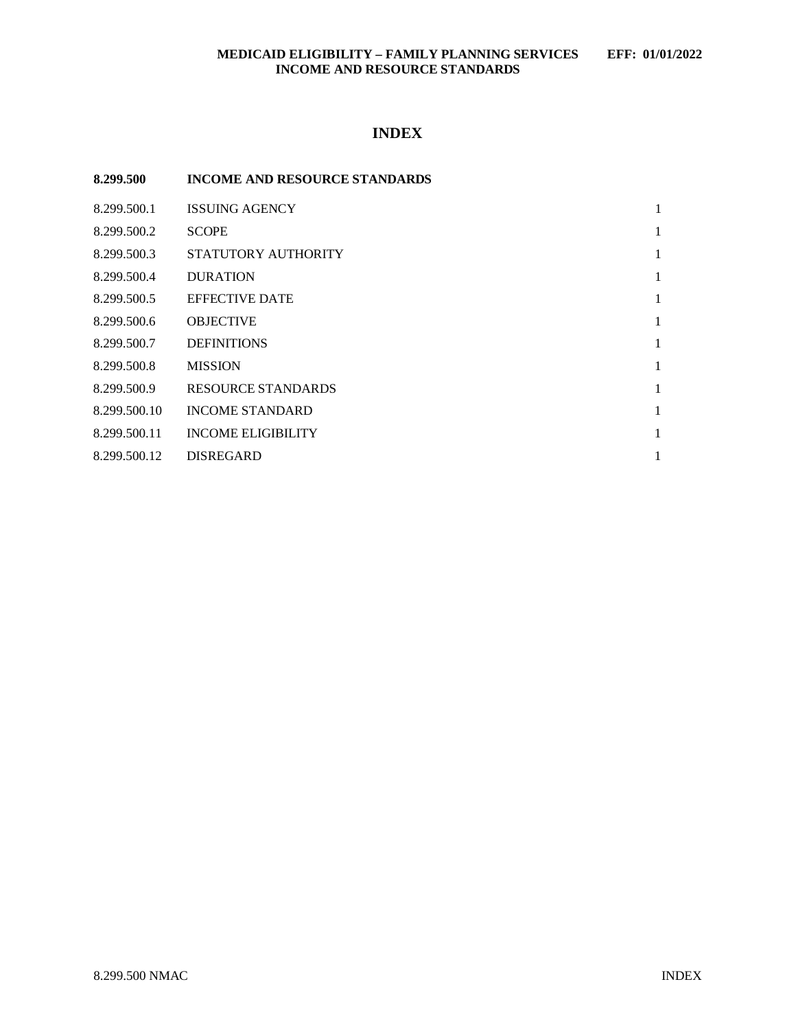# INDEX

| **8.299.500** | **INCOME AND RESOURCE STANDARDS** | |
|---|---|---|
| 8.299.500.1 | ISSUING AGENCY | 1 |
| 8.299.500.2 | SCOPE | 1 |
| 8.299.500.3 | STATUTORY AUTHORITY | 1 |
| 8.299.500.4 | DURATION | 1 |
| 8.299.500.5 | EFFECTIVE DATE | 1 |
| 8.299.500.6 | OBJECTIVE | 1 |
| 8.299.500.7 | DEFINITIONS | 1 |
| 8.299.500.8 | MISSION | 1 |
| 8.299.500.9 | RESOURCE STANDARDS | 1 |
| 8.299.500.10 | INCOME STANDARD | 1 |
| 8.299.500.11 | INCOME ELIGIBILITY | 1 |
| 8.299.500.12 | DISREGARD | 1 |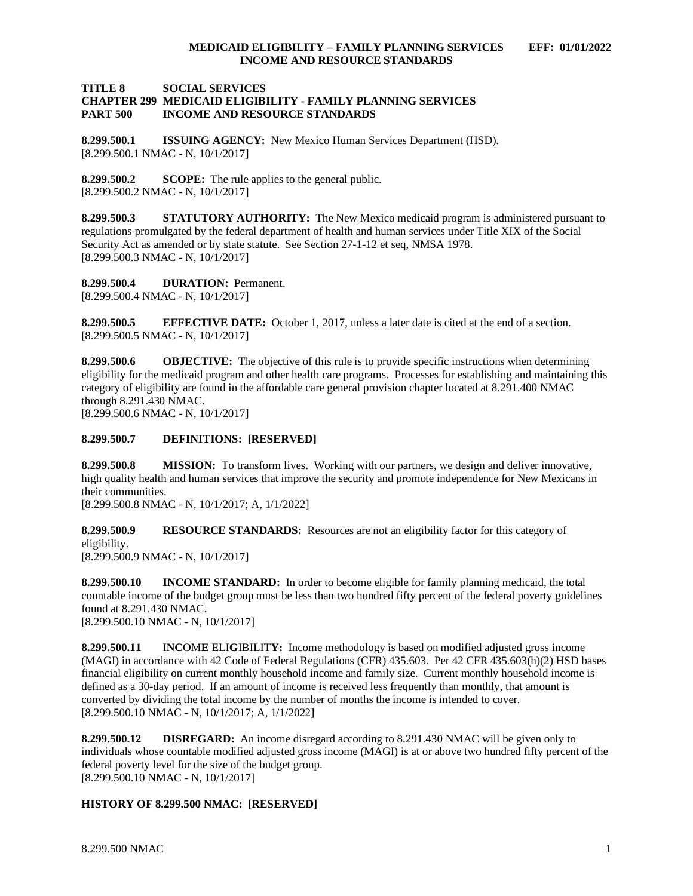**TITLE 8 SOCIAL SERVICES**
**CHAPTER 299 MEDICAID ELIGIBILITY - FAMILY PLANNING SERVICES**
**PART 500 INCOME AND RESOURCE STANDARDS**

**8.299.500.1 ISSUING AGENCY:** New Mexico Human Services Department (HSD).
[8.299.500.1 NMAC - N, 10/1/2017]

**8.299.500.2 SCOPE:** The rule applies to the general public.
[8.299.500.2 NMAC - N, 10/1/2017]

**8.299.500.3 STATUTORY AUTHORITY:** The New Mexico medicaid program is administered pursuant to regulations promulgated by the federal department of health and human services under Title XIX of the Social Security Act as amended or by state statute. See Section 27-1-12 et seq, NMSA 1978.
[8.299.500.3 NMAC - N, 10/1/2017]

**8.299.500.4 DURATION:** Permanent.
[8.299.500.4 NMAC - N, 10/1/2017]

**8.299.500.5 EFFECTIVE DATE:** October 1, 2017, unless a later date is cited at the end of a section.
[8.299.500.5 NMAC - N, 10/1/2017]

**8.299.500.6 OBJECTIVE:** The objective of this rule is to provide specific instructions when determining eligibility for the medicaid program and other health care programs. Processes for establishing and maintaining this category of eligibility are found in the affordable care general provision chapter located at 8.291.400 NMAC through 8.291.430 NMAC.
[8.299.500.6 NMAC - N, 10/1/2017]

**8.299.500.7 DEFINITIONS: [RESERVED]**

**8.299.500.8 MISSION:** To transform lives. Working with our partners, we design and deliver innovative, high quality health and human services that improve the security and promote independence for New Mexicans in their communities.
[8.299.500.8 NMAC - N, 10/1/2017; A, 1/1/2022]

**8.299.500.9 RESOURCE STANDARDS:** Resources are not an eligibility factor for this category of eligibility.
[8.299.500.9 NMAC - N, 10/1/2017]

**8.299.500.10 INCOME STANDARD:** In order to become eligible for family planning medicaid, the total countable income of the budget group must be less than two hundred fifty percent of the federal poverty guidelines found at 8.291.430 NMAC.
[8.299.500.10 NMAC - N, 10/1/2017]

**8.299.500.11 INCOME ELIGIBILITY:** Income methodology is based on modified adjusted gross income (MAGI) in accordance with 42 Code of Federal Regulations (CFR) 435.603. Per 42 CFR 435.603(h)(2) HSD bases financial eligibility on current monthly household income and family size. Current monthly household income is defined as a 30-day period. If an amount of income is received less frequently than monthly, that amount is converted by dividing the total income by the number of months the income is intended to cover.
[8.299.500.10 NMAC - N, 10/1/2017; A, 1/1/2022]

**8.299.500.12 DISREGARD:** An income disregard according to 8.291.430 NMAC will be given only to individuals whose countable modified adjusted gross income (MAGI) is at or above two hundred fifty percent of the federal poverty level for the size of the budget group.
[8.299.500.10 NMAC - N, 10/1/2017]

**HISTORY OF 8.299.500 NMAC: [RESERVED]**